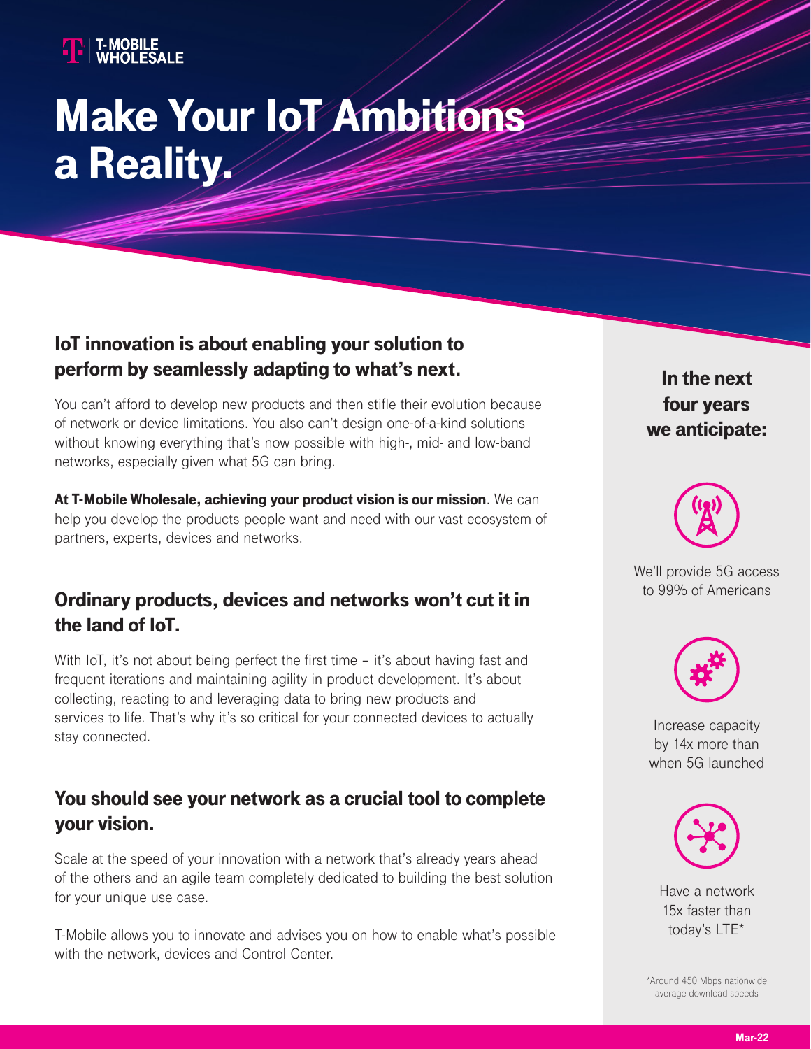T-MOBILE WHOLESALE

# Make Your IoT Ambitions a Reality.

## IoT innovation is about enabling your solution to perform by seamlessly adapting to what's next.

You can't afford to develop new products and then stifle their evolution because of network or device limitations. You also can't design one-of-a-kind solutions without knowing everything that's now possible with high-, mid- and low-band networks, especially given what 5G can bring.

**At T-Mobile Wholesale, achieving your product vision is our mission**. We can help you develop the products people want and need with our vast ecosystem of partners, experts, devices and networks.

## Ordinary products, devices and networks won't cut it in the land of IoT.

With IoT, it's not about being perfect the first time – it's about having fast and frequent iterations and maintaining agility in product development. It's about collecting, reacting to and leveraging data to bring new products and services to life. That's why it's so critical for your connected devices to actually stay connected.

## You should see your network as a crucial tool to complete your vision.

Scale at the speed of your innovation with a network that's already years ahead of the others and an agile team completely dedicated to building the best solution for your unique use case.

T-Mobile allows you to innovate and advises you on how to enable what's possible with the network, devices and Control Center.

### In the next four years we anticipate:

We'll provide 5G access to 99% of Americans

Increase capacity by 14x more than when 5G launched

Have a network 15x faster than today's LTE*

*Around 450 Mbps nationwide average download speeds

Mar-22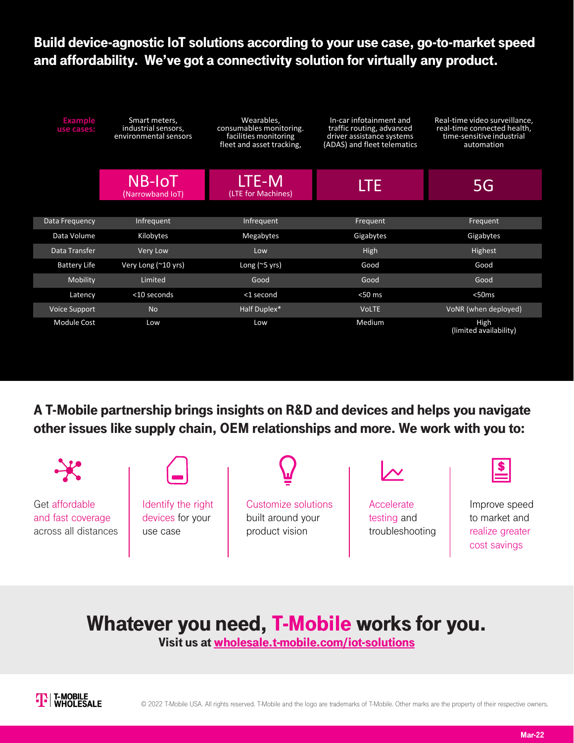## Build device-agnostic IoT solutions according to your use case, go-to-market speed and affordability. We've got a connectivity solution for virtually any product.

| Example use cases: | Smart meters, industrial sensors, environmental sensors | Wearables, consumables monitoring. facilities monitoring fleet and asset tracking, | In-car infotainment and traffic routing, advanced driver assistance systems (ADAS) and fleet telematics | Real-time video surveillance, real-time connected health, time-sensitive industrial automation |
|---|---|---|---|---|
| | **NB-IoT** (Narrowband IoT) | **LTE-M** (LTE for Machines) | **LTE** | **5G** |
| Data Frequency | Infrequent | Infrequent | Frequent | Frequent |
| Data Volume | Kilobytes | Megabytes | Gigabytes | Gigabytes |
| Data Transfer | Very Low | Low | High | Highest |
| Battery Life | Very Long (~10 yrs) | Long (~5 yrs) | Good | Good |
| Mobility | Limited | Good | Good | Good |
| Latency | <10 seconds | <1 second | <50 ms | <50ms |
| Voice Support | No | Half Duplex* | VoLTE | VoNR (when deployed) |
| Module Cost | Low | Low | Medium | High (limited availability) |

## A T-Mobile partnership brings insights on R&D and devices and helps you navigate other issues like supply chain, OEM relationships and more. We work with you to:

- Get affordable and fast coverage across all distances
- Identify the right devices for your use case
- Customize solutions built around your product vision
- Accelerate testing and troubleshooting
- Improve speed to market and realize greater cost savings

# Whatever you need, T-Mobile works for you.

**Visit us at wholesale.t-mobile.com/iot-solutions**

T-MOBILE WHOLESALE

© 2022 T-Mobile USA. All rights reserved. T-Mobile and the logo are trademarks of T-Mobile. Other marks are the property of their respective owners.

Mar-22